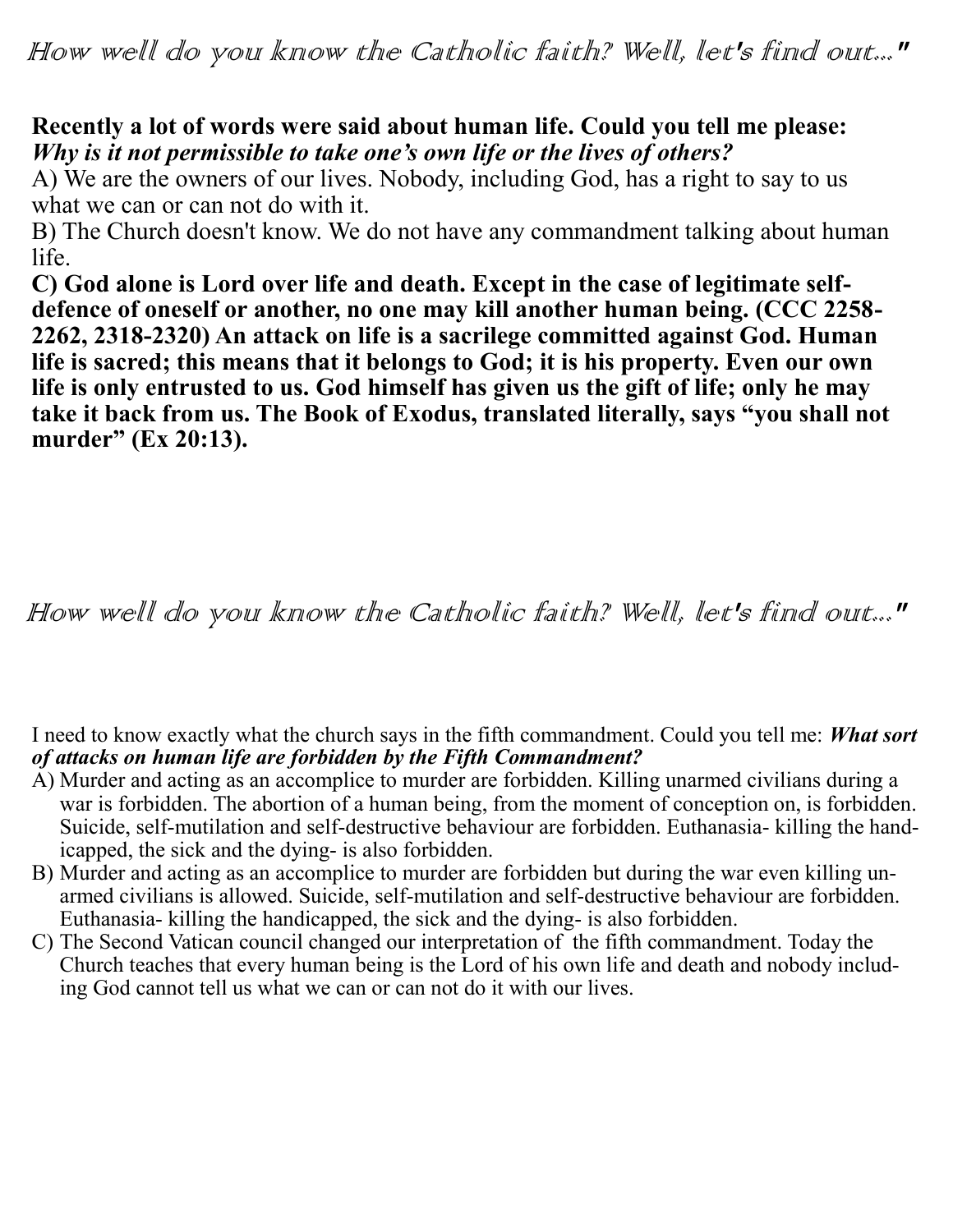*How well do you know the Catholic faith? Well, let's find out..."*

**Recently a lot of words were said about human life. Could you tell me please:** ***Why is it not permissible to take one's own life or the lives of others?***

A) We are the owners of our lives. Nobody, including God, has a right to say to us what we can or can not do with it.

B) The Church doesn't know. We do not have any commandment talking about human life.

**C) God alone is Lord over life and death. Except in the case of legitimate self-defence of oneself or another, no one may kill another human being. (CCC 2258-2262, 2318-2320) An attack on life is a sacrilege committed against God. Human life is sacred; this means that it belongs to God; it is his property. Even our own life is only entrusted to us. God himself has given us the gift of life; only he may take it back from us. The Book of Exodus, translated literally, says "you shall not murder" (Ex 20:13).**

*How well do you know the Catholic faith? Well, let's find out..."*

I need to know exactly what the church says in the fifth commandment. Could you tell me: ***What sort of attacks on human life are forbidden by the Fifth Commandment?***

A) Murder and acting as an accomplice to murder are forbidden. Killing unarmed civilians during a war is forbidden. The abortion of a human being, from the moment of conception on, is forbidden. Suicide, self-mutilation and self-destructive behaviour are forbidden. Euthanasia- killing the handicapped, the sick and the dying- is also forbidden.

B) Murder and acting as an accomplice to murder are forbidden but during the war even killing unarmed civilians is allowed. Suicide, self-mutilation and self-destructive behaviour are forbidden. Euthanasia- killing the handicapped, the sick and the dying- is also forbidden.

C) The Second Vatican council changed our interpretation of the fifth commandment. Today the Church teaches that every human being is the Lord of his own life and death and nobody including God cannot tell us what we can or can not do it with our lives.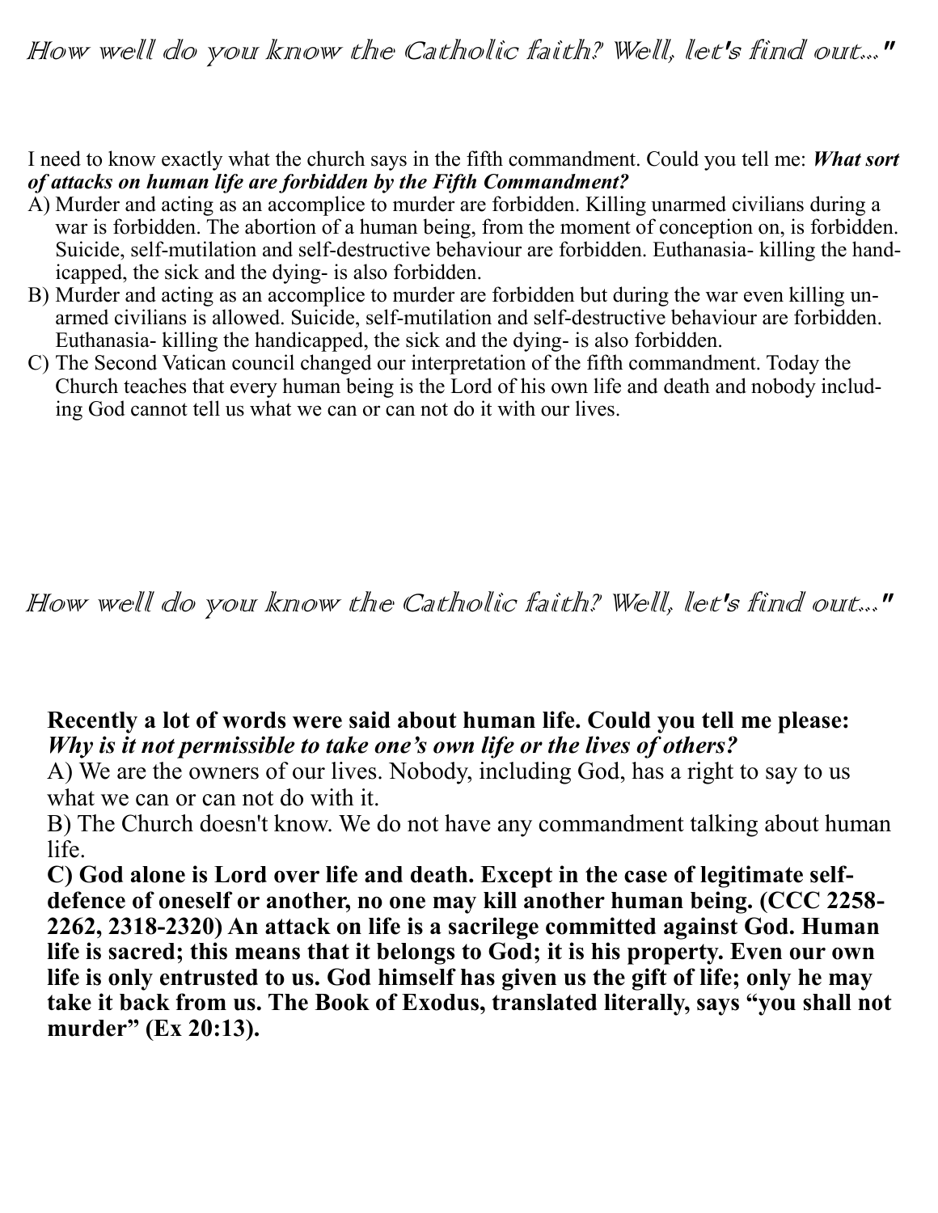*How well do you know the Catholic faith? Well, let's find out..."*

I need to know exactly what the church says in the fifth commandment. Could you tell me: ***What sort of attacks on human life are forbidden by the Fifth Commandment?***

A) Murder and acting as an accomplice to murder are forbidden. Killing unarmed civilians during a war is forbidden. The abortion of a human being, from the moment of conception on, is forbidden. Suicide, self-mutilation and self-destructive behaviour are forbidden. Euthanasia- killing the handicapped, the sick and the dying- is also forbidden.

B) Murder and acting as an accomplice to murder are forbidden but during the war even killing unarmed civilians is allowed. Suicide, self-mutilation and self-destructive behaviour are forbidden. Euthanasia- killing the handicapped, the sick and the dying- is also forbidden.

C) The Second Vatican council changed our interpretation of the fifth commandment. Today the Church teaches that every human being is the Lord of his own life and death and nobody including God cannot tell us what we can or can not do it with our lives.

*How well do you know the Catholic faith? Well, let's find out..."*

**Recently a lot of words were said about human life. Could you tell me please:** ***Why is it not permissible to take one's own life or the lives of others?***

A) We are the owners of our lives. Nobody, including God, has a right to say to us what we can or can not do with it.

B) The Church doesn't know. We do not have any commandment talking about human life.

**C) God alone is Lord over life and death. Except in the case of legitimate self-defence of oneself or another, no one may kill another human being. (CCC 2258-2262, 2318-2320) An attack on life is a sacrilege committed against God. Human life is sacred; this means that it belongs to God; it is his property. Even our own life is only entrusted to us. God himself has given us the gift of life; only he may take it back from us. The Book of Exodus, translated literally, says "you shall not murder" (Ex 20:13).**